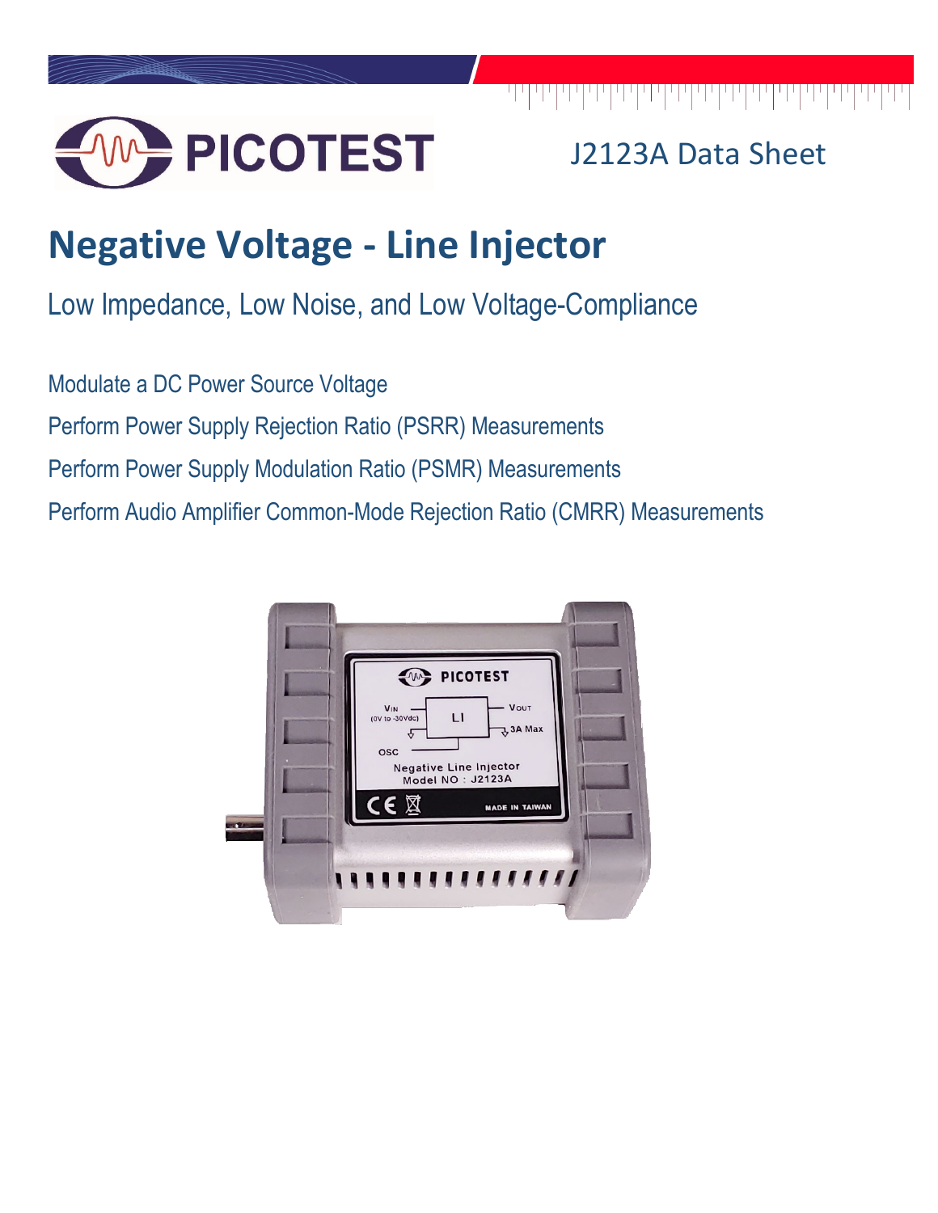J2123A Data Sheet

# Negative Voltage - Line Injector

## Low Impedance, Low Noise, and Low Voltage-Compliance

Modulate a DC Power Source Voltage

Perform Power Supply Rejection Ratio (PSRR) Measurements

Perform Power Supply Modulation Ratio (PSMR) Measurements

Perform Audio Amplifier Common-Mode Rejection Ratio (CMRR) Measurements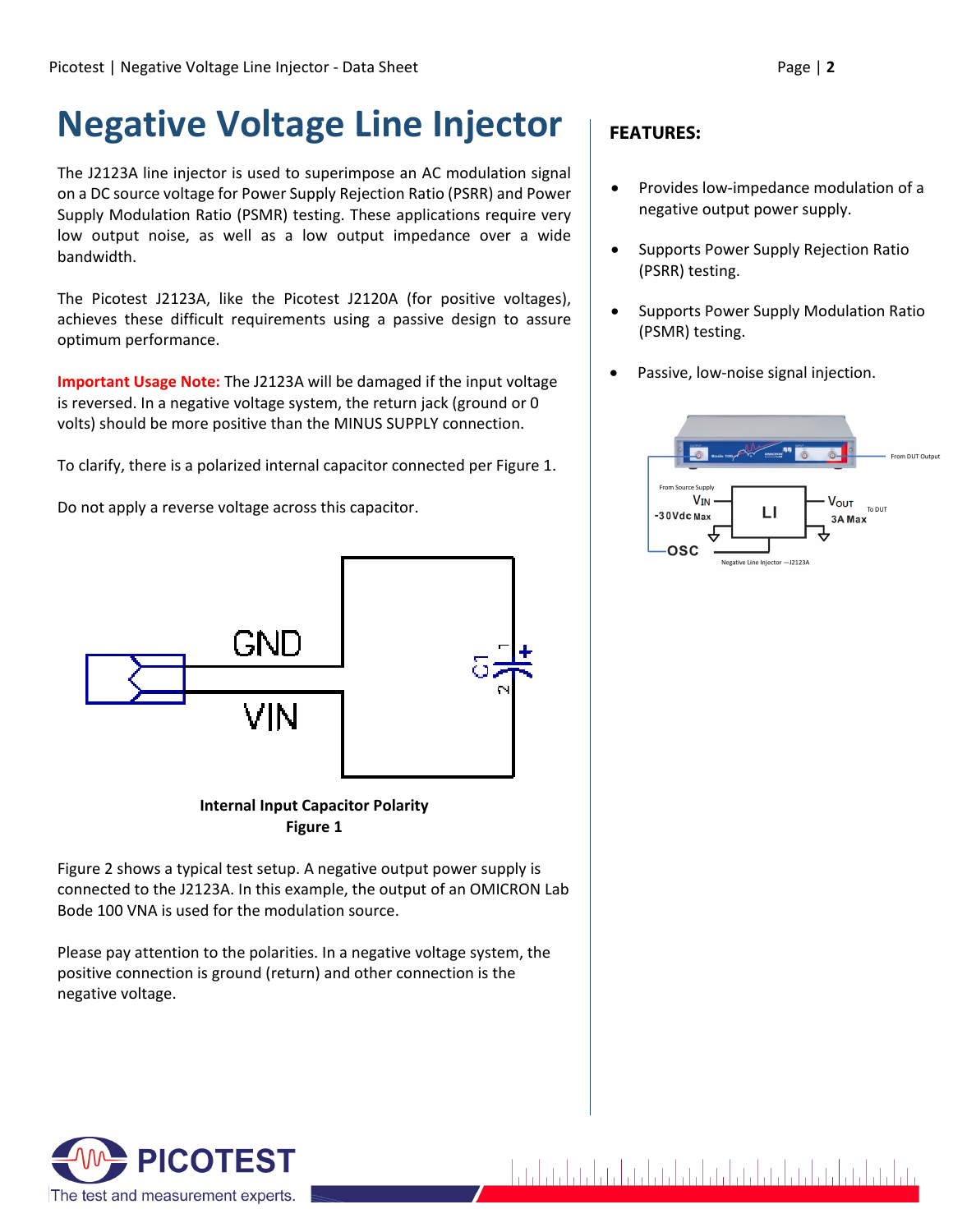# Negative Voltage Line Injector

The J2123A line injector is used to superimpose an AC modulation signal on a DC source voltage for Power Supply Rejection Ratio (PSRR) and Power Supply Modulation Ratio (PSMR) testing. These applications require very low output noise, as well as a low output impedance over a wide bandwidth.

The Picotest J2123A, like the Picotest J2120A (for positive voltages), achieves these difficult requirements using a passive design to assure optimum performance.

**Important Usage Note:** The J2123A will be damaged if the input voltage is reversed. In a negative voltage system, the return jack (ground or 0 volts) should be more positive than the MINUS SUPPLY connection.

To clarify, there is a polarized internal capacitor connected per Figure 1.

Do not apply a reverse voltage across this capacitor.

**Internal Input Capacitor Polarity**
**Figure 1**

Figure 2 shows a typical test setup. A negative output power supply is connected to the J2123A. In this example, the output of an OMICRON Lab Bode 100 VNA is used for the modulation source.

Please pay attention to the polarities. In a negative voltage system, the positive connection is ground (return) and other connection is the negative voltage.

## FEATURES:

- Provides low-impedance modulation of a negative output power supply.
- Supports Power Supply Rejection Ratio (PSRR) testing.
- Supports Power Supply Modulation Ratio (PSMR) testing.
- Passive, low-noise signal injection.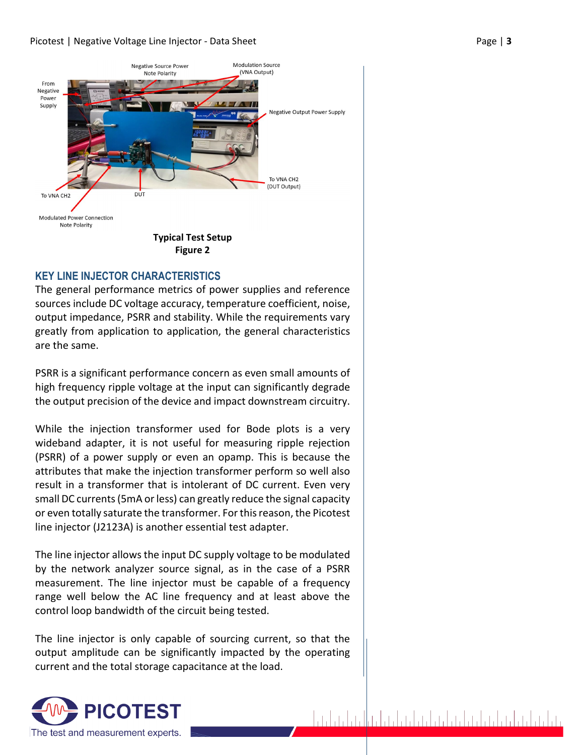Typical Test Setup
Figure 2

## KEY LINE INJECTOR CHARACTERISTICS

The general performance metrics of power supplies and reference sources include DC voltage accuracy, temperature coefficient, noise, output impedance, PSRR and stability. While the requirements vary greatly from application to application, the general characteristics are the same.

PSRR is a significant performance concern as even small amounts of high frequency ripple voltage at the input can significantly degrade the output precision of the device and impact downstream circuitry.

While the injection transformer used for Bode plots is a very wideband adapter, it is not useful for measuring ripple rejection (PSRR) of a power supply or even an opamp. This is because the attributes that make the injection transformer perform so well also result in a transformer that is intolerant of DC current. Even very small DC currents (5mA or less) can greatly reduce the signal capacity or even totally saturate the transformer. For this reason, the Picotest line injector (J2123A) is another essential test adapter.

The line injector allows the input DC supply voltage to be modulated by the network analyzer source signal, as in the case of a PSRR measurement. The line injector must be capable of a frequency range well below the AC line frequency and at least above the control loop bandwidth of the circuit being tested.

The line injector is only capable of sourcing current, so that the output amplitude can be significantly impacted by the operating current and the total storage capacitance at the load.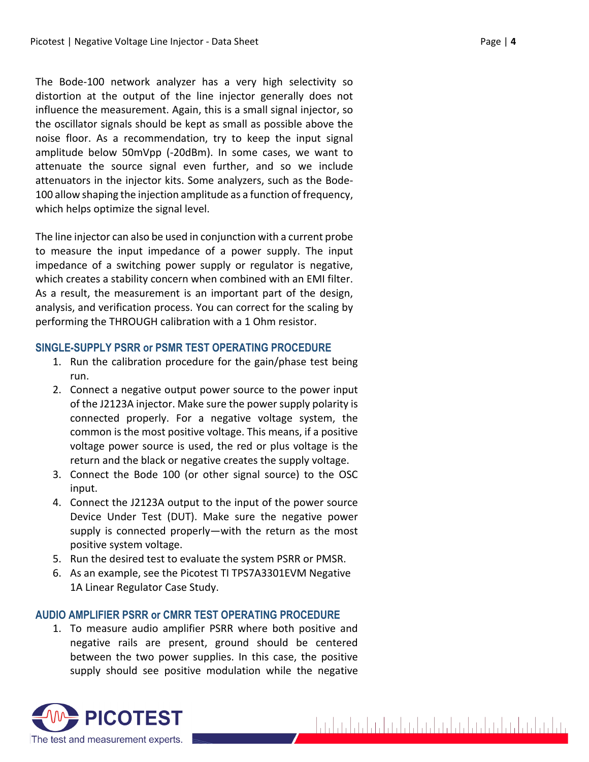The Bode-100 network analyzer has a very high selectivity so distortion at the output of the line injector generally does not influence the measurement. Again, this is a small signal injector, so the oscillator signals should be kept as small as possible above the noise floor. As a recommendation, try to keep the input signal amplitude below 50mVpp (-20dBm). In some cases, we want to attenuate the source signal even further, and so we include attenuators in the injector kits. Some analyzers, such as the Bode-100 allow shaping the injection amplitude as a function of frequency, which helps optimize the signal level.

The line injector can also be used in conjunction with a current probe to measure the input impedance of a power supply. The input impedance of a switching power supply or regulator is negative, which creates a stability concern when combined with an EMI filter. As a result, the measurement is an important part of the design, analysis, and verification process. You can correct for the scaling by performing the THROUGH calibration with a 1 Ohm resistor.

### SINGLE-SUPPLY PSRR or PSMR TEST OPERATING PROCEDURE

1. Run the calibration procedure for the gain/phase test being run.
2. Connect a negative output power source to the power input of the J2123A injector. Make sure the power supply polarity is connected properly. For a negative voltage system, the common is the most positive voltage. This means, if a positive voltage power source is used, the red or plus voltage is the return and the black or negative creates the supply voltage.
3. Connect the Bode 100 (or other signal source) to the OSC input.
4. Connect the J2123A output to the input of the power source Device Under Test (DUT). Make sure the negative power supply is connected properly—with the return as the most positive system voltage.
5. Run the desired test to evaluate the system PSRR or PMSR.
6. As an example, see the Picotest TI TPS7A3301EVM Negative 1A Linear Regulator Case Study.

### AUDIO AMPLIFIER PSRR or CMRR TEST OPERATING PROCEDURE

1. To measure audio amplifier PSRR where both positive and negative rails are present, ground should be centered between the two power supplies. In this case, the positive supply should see positive modulation while the negative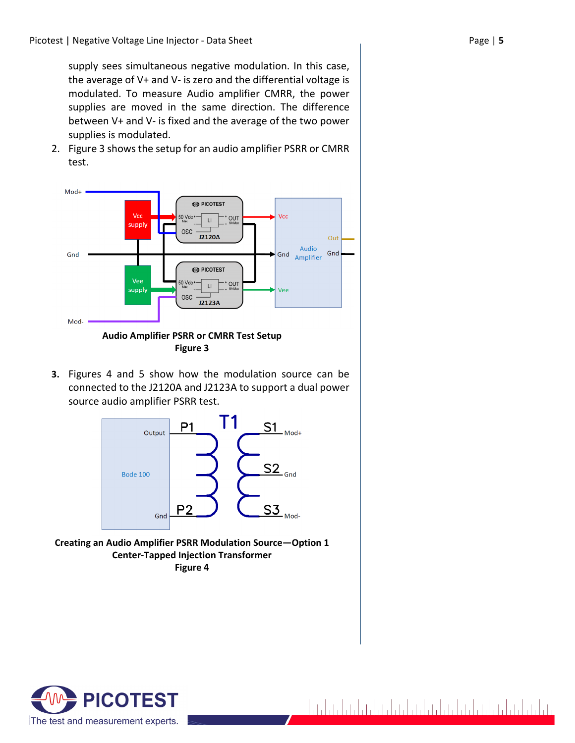supply sees simultaneous negative modulation. In this case, the average of V+ and V- is zero and the differential voltage is modulated. To measure Audio amplifier CMRR, the power supplies are moved in the same direction. The difference between V+ and V- is fixed and the average of the two power supplies is modulated.

2. Figure 3 shows the setup for an audio amplifier PSRR or CMRR test.

**Audio Amplifier PSRR or CMRR Test Setup**
**Figure 3**

3. Figures 4 and 5 show how the modulation source can be connected to the J2120A and J2123A to support a dual power source audio amplifier PSRR test.

**Creating an Audio Amplifier PSRR Modulation Source—Option 1**
**Center-Tapped Injection Transformer**
**Figure 4**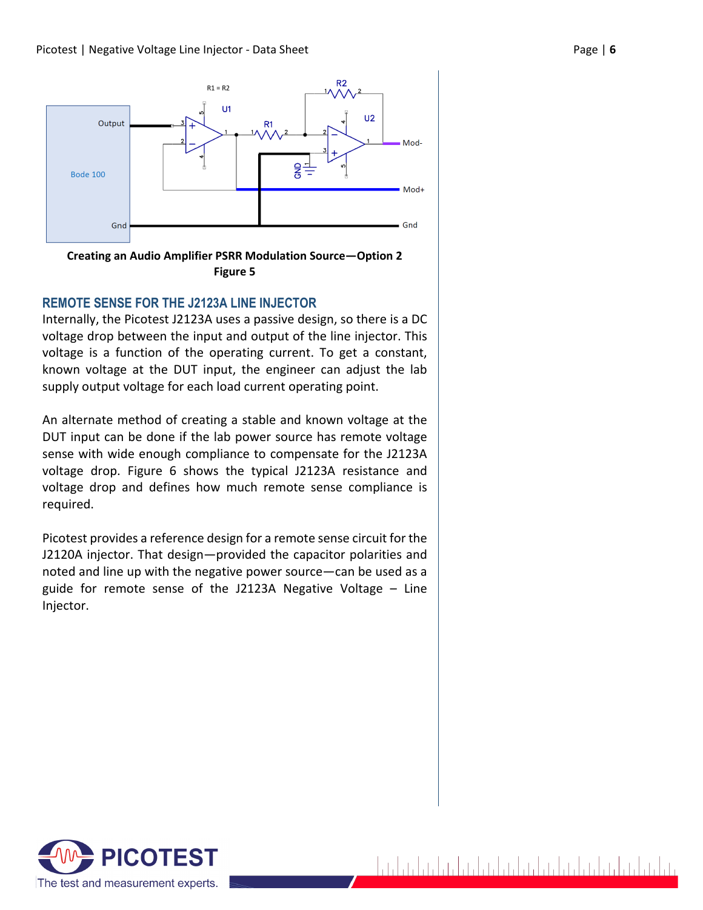Creating an Audio Amplifier PSRR Modulation Source—Option 2

Figure 5

## REMOTE SENSE FOR THE J2123A LINE INJECTOR

Internally, the Picotest J2123A uses a passive design, so there is a DC voltage drop between the input and output of the line injector. This voltage is a function of the operating current. To get a constant, known voltage at the DUT input, the engineer can adjust the lab supply output voltage for each load current operating point.

An alternate method of creating a stable and known voltage at the DUT input can be done if the lab power source has remote voltage sense with wide enough compliance to compensate for the J2123A voltage drop. Figure 6 shows the typical J2123A resistance and voltage drop and defines how much remote sense compliance is required.

Picotest provides a reference design for a remote sense circuit for the J2120A injector. That design—provided the capacitor polarities and noted and line up with the negative power source—can be used as a guide for remote sense of the J2123A Negative Voltage – Line Injector.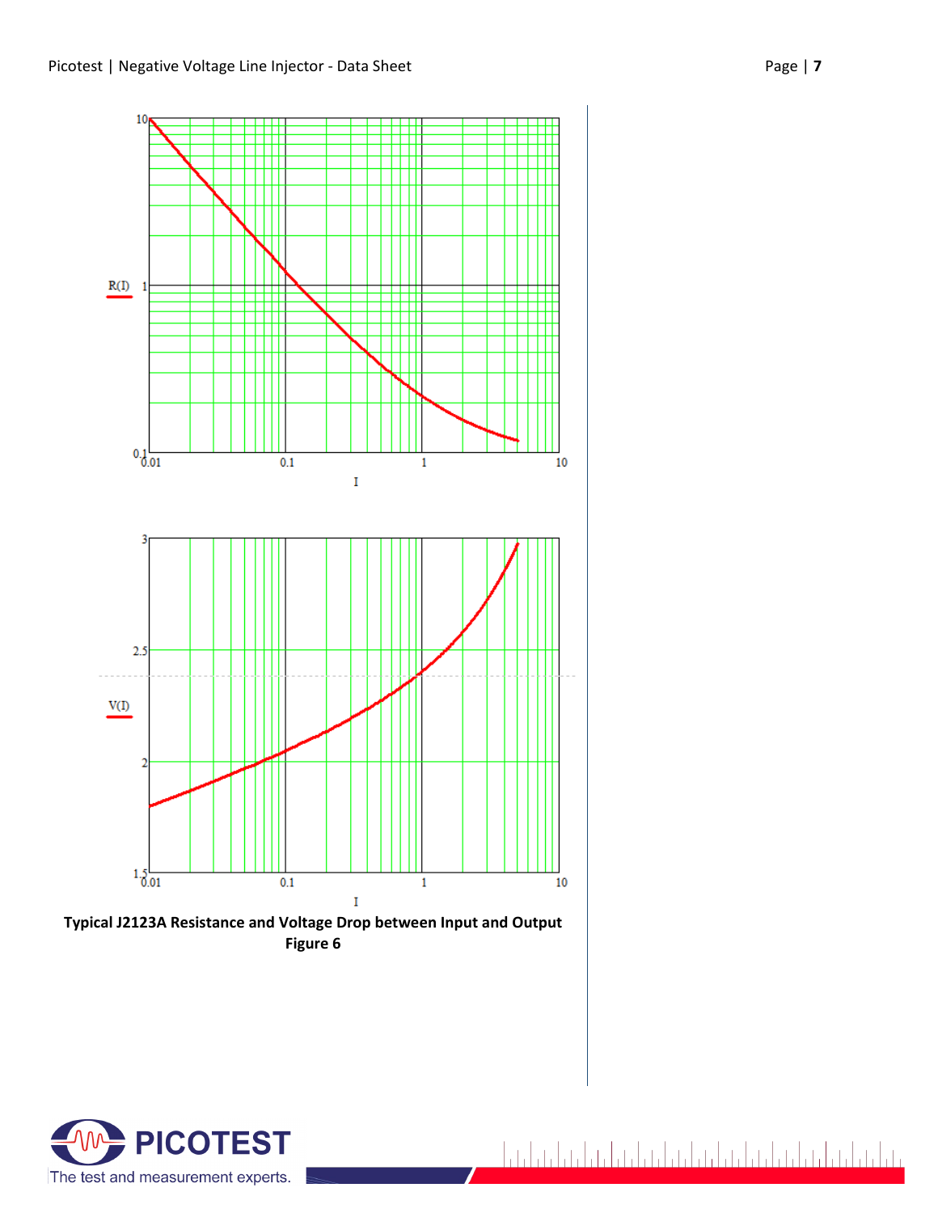**Typical J2123A Resistance and Voltage Drop between Input and Output**
**Figure 6**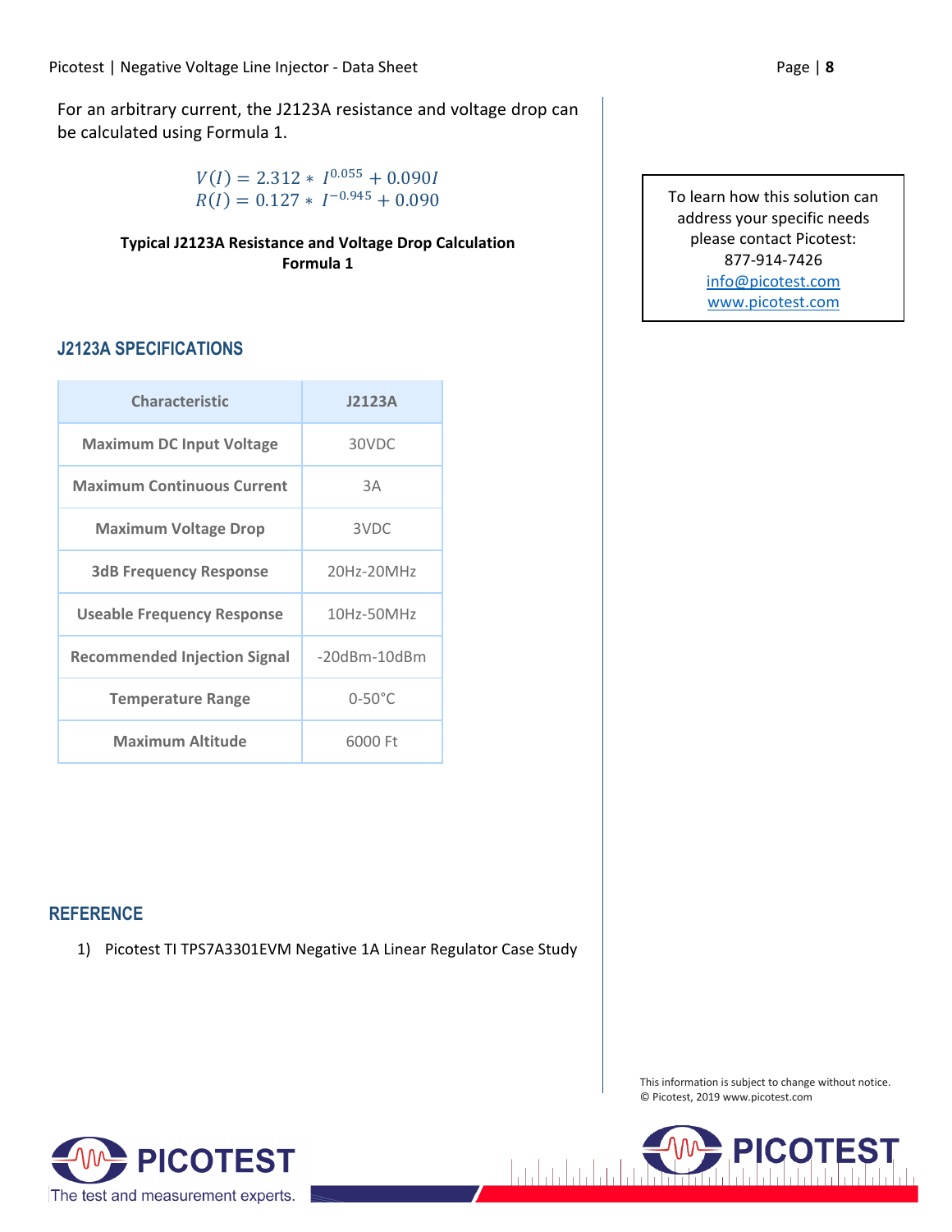For an arbitrary current, the J2123A resistance and voltage drop can be calculated using Formula 1.

$$V(I) = 2.312 * I^{0.055} + 0.090I$$
$$R(I) = 0.127 * I^{-0.945} + 0.090$$

**Typical J2123A Resistance and Voltage Drop Calculation**
**Formula 1**

To learn how this solution can address your specific needs please contact Picotest:
877-914-7426
info@picotest.com
www.picotest.com

## J2123A SPECIFICATIONS

| Characteristic | J2123A |
|---|---|
| Maximum DC Input Voltage | 30VDC |
| Maximum Continuous Current | 3A |
| Maximum Voltage Drop | 3VDC |
| 3dB Frequency Response | 20Hz-20MHz |
| Useable Frequency Response | 10Hz-50MHz |
| Recommended Injection Signal | -20dBm-10dBm |
| Temperature Range | 0-50°C |
| Maximum Altitude | 6000 Ft |

## REFERENCE

1) Picotest TI TPS7A3301EVM Negative 1A Linear Regulator Case Study

This information is subject to change without notice.
© Picotest, 2019 www.picotest.com